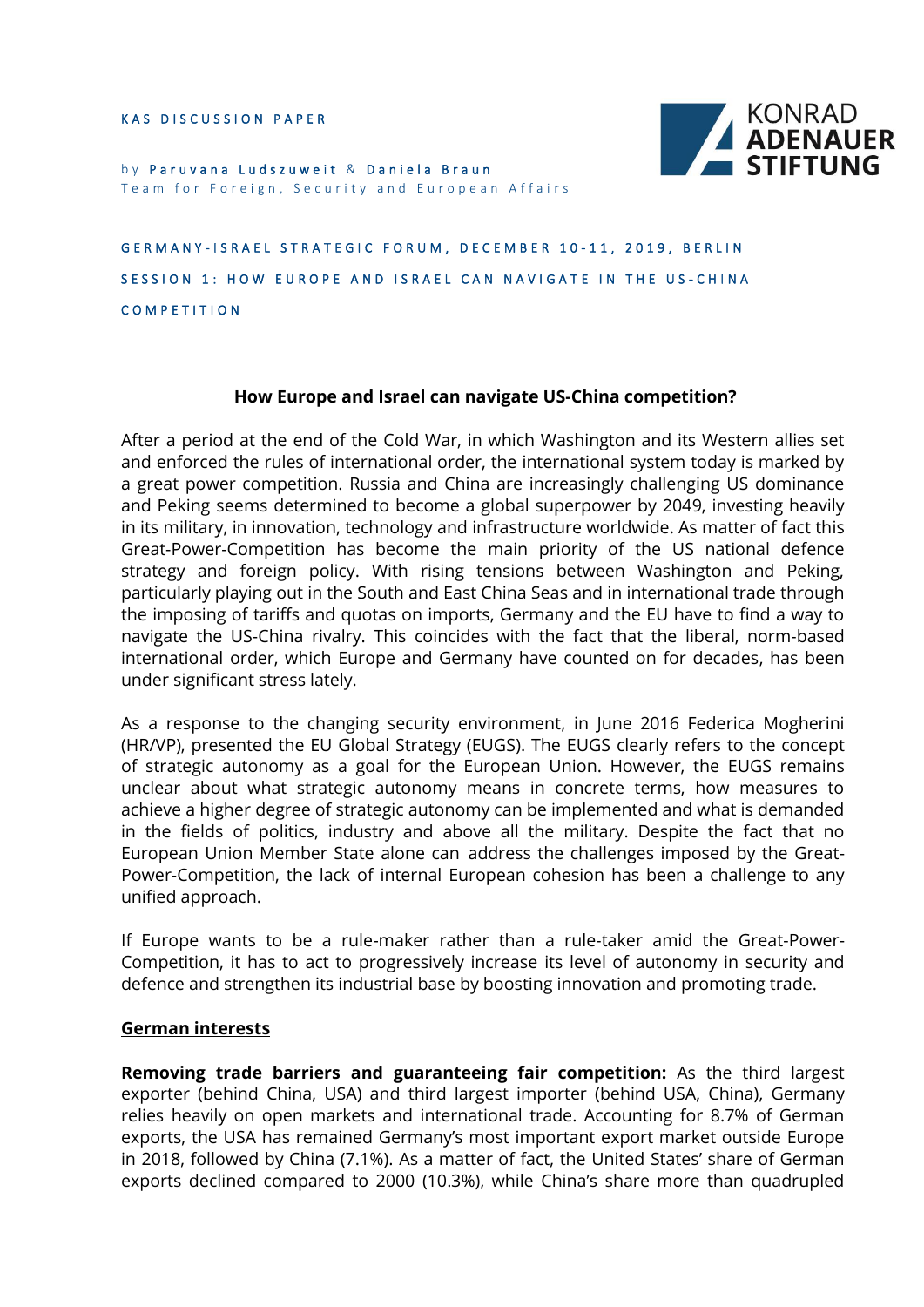KAS DISCUSSION PAPER

by **Paruvana Ludszuweit** & **Daniela Braun**
Team for Foreign, Security and European Affairs

GERMANY-ISRAEL STRATEGIC FORUM, DECEMBER 10-11, 2019, BERLIN

SESSION 1: HOW EUROPE AND ISRAEL CAN NAVIGATE IN THE US-CHINA COMPETITION

# How Europe and Israel can navigate US-China competition?

After a period at the end of the Cold War, in which Washington and its Western allies set and enforced the rules of international order, the international system today is marked by a great power competition. Russia and China are increasingly challenging US dominance and Peking seems determined to become a global superpower by 2049, investing heavily in its military, in innovation, technology and infrastructure worldwide. As matter of fact this Great-Power-Competition has become the main priority of the US national defence strategy and foreign policy. With rising tensions between Washington and Peking, particularly playing out in the South and East China Seas and in international trade through the imposing of tariffs and quotas on imports, Germany and the EU have to find a way to navigate the US-China rivalry. This coincides with the fact that the liberal, norm-based international order, which Europe and Germany have counted on for decades, has been under significant stress lately.

As a response to the changing security environment, in June 2016 Federica Mogherini (HR/VP), presented the EU Global Strategy (EUGS). The EUGS clearly refers to the concept of strategic autonomy as a goal for the European Union. However, the EUGS remains unclear about what strategic autonomy means in concrete terms, how measures to achieve a higher degree of strategic autonomy can be implemented and what is demanded in the fields of politics, industry and above all the military. Despite the fact that no European Union Member State alone can address the challenges imposed by the Great-Power-Competition, the lack of internal European cohesion has been a challenge to any unified approach.

If Europe wants to be a rule-maker rather than a rule-taker amid the Great-Power-Competition, it has to act to progressively increase its level of autonomy in security and defence and strengthen its industrial base by boosting innovation and promoting trade.

## German interests

**Removing trade barriers and guaranteeing fair competition:** As the third largest exporter (behind China, USA) and third largest importer (behind USA, China), Germany relies heavily on open markets and international trade. Accounting for 8.7% of German exports, the USA has remained Germany's most important export market outside Europe in 2018, followed by China (7.1%). As a matter of fact, the United States' share of German exports declined compared to 2000 (10.3%), while China's share more than quadrupled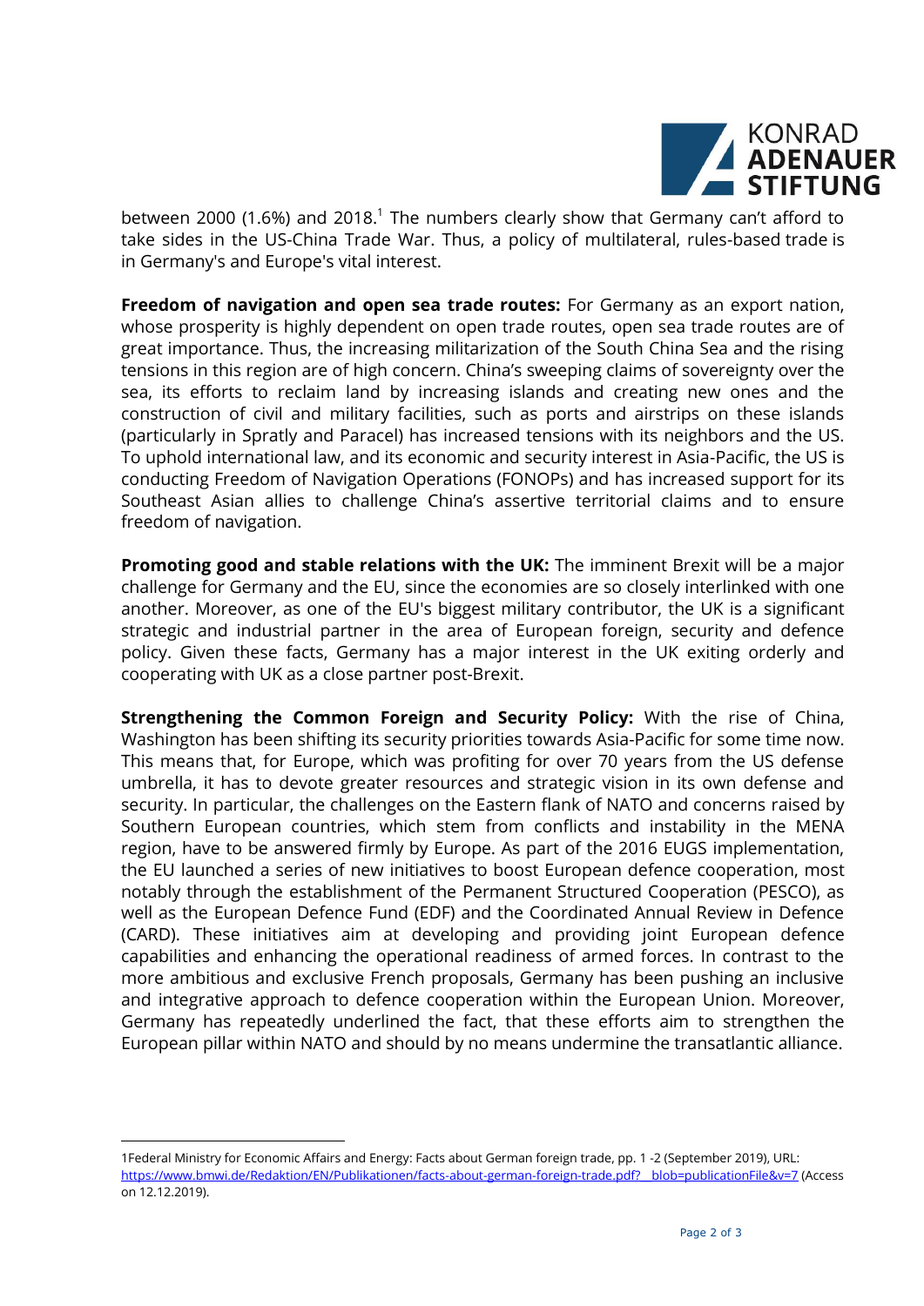between 2000 (1.6%) and 2018.[1] The numbers clearly show that Germany can't afford to take sides in the US-China Trade War. Thus, a policy of multilateral, rules-based trade is in Germany's and Europe's vital interest.

**Freedom of navigation and open sea trade routes:** For Germany as an export nation, whose prosperity is highly dependent on open trade routes, open sea trade routes are of great importance. Thus, the increasing militarization of the South China Sea and the rising tensions in this region are of high concern. China's sweeping claims of sovereignty over the sea, its efforts to reclaim land by increasing islands and creating new ones and the construction of civil and military facilities, such as ports and airstrips on these islands (particularly in Spratly and Paracel) has increased tensions with its neighbors and the US. To uphold international law, and its economic and security interest in Asia-Pacific, the US is conducting Freedom of Navigation Operations (FONOPs) and has increased support for its Southeast Asian allies to challenge China's assertive territorial claims and to ensure freedom of navigation.

**Promoting good and stable relations with the UK:** The imminent Brexit will be a major challenge for Germany and the EU, since the economies are so closely interlinked with one another. Moreover, as one of the EU's biggest military contributor, the UK is a significant strategic and industrial partner in the area of European foreign, security and defence policy. Given these facts, Germany has a major interest in the UK exiting orderly and cooperating with UK as a close partner post-Brexit.

**Strengthening the Common Foreign and Security Policy:** With the rise of China, Washington has been shifting its security priorities towards Asia-Pacific for some time now. This means that, for Europe, which was profiting for over 70 years from the US defense umbrella, it has to devote greater resources and strategic vision in its own defense and security. In particular, the challenges on the Eastern flank of NATO and concerns raised by Southern European countries, which stem from conflicts and instability in the MENA region, have to be answered firmly by Europe. As part of the 2016 EUGS implementation, the EU launched a series of new initiatives to boost European defence cooperation, most notably through the establishment of the Permanent Structured Cooperation (PESCO), as well as the European Defence Fund (EDF) and the Coordinated Annual Review in Defence (CARD). These initiatives aim at developing and providing joint European defence capabilities and enhancing the operational readiness of armed forces. In contrast to the more ambitious and exclusive French proposals, Germany has been pushing an inclusive and integrative approach to defence cooperation within the European Union. Moreover, Germany has repeatedly underlined the fact, that these efforts aim to strengthen the European pillar within NATO and should by no means undermine the transatlantic alliance.

---

[1] Federal Ministry for Economic Affairs and Energy: Facts about German foreign trade, pp. 1 -2 (September 2019), URL: https://www.bmwi.de/Redaktion/EN/Publikationen/facts-about-german-foreign-trade.pdf?__blob=publicationFile&v=7 (Access on 12.12.2019).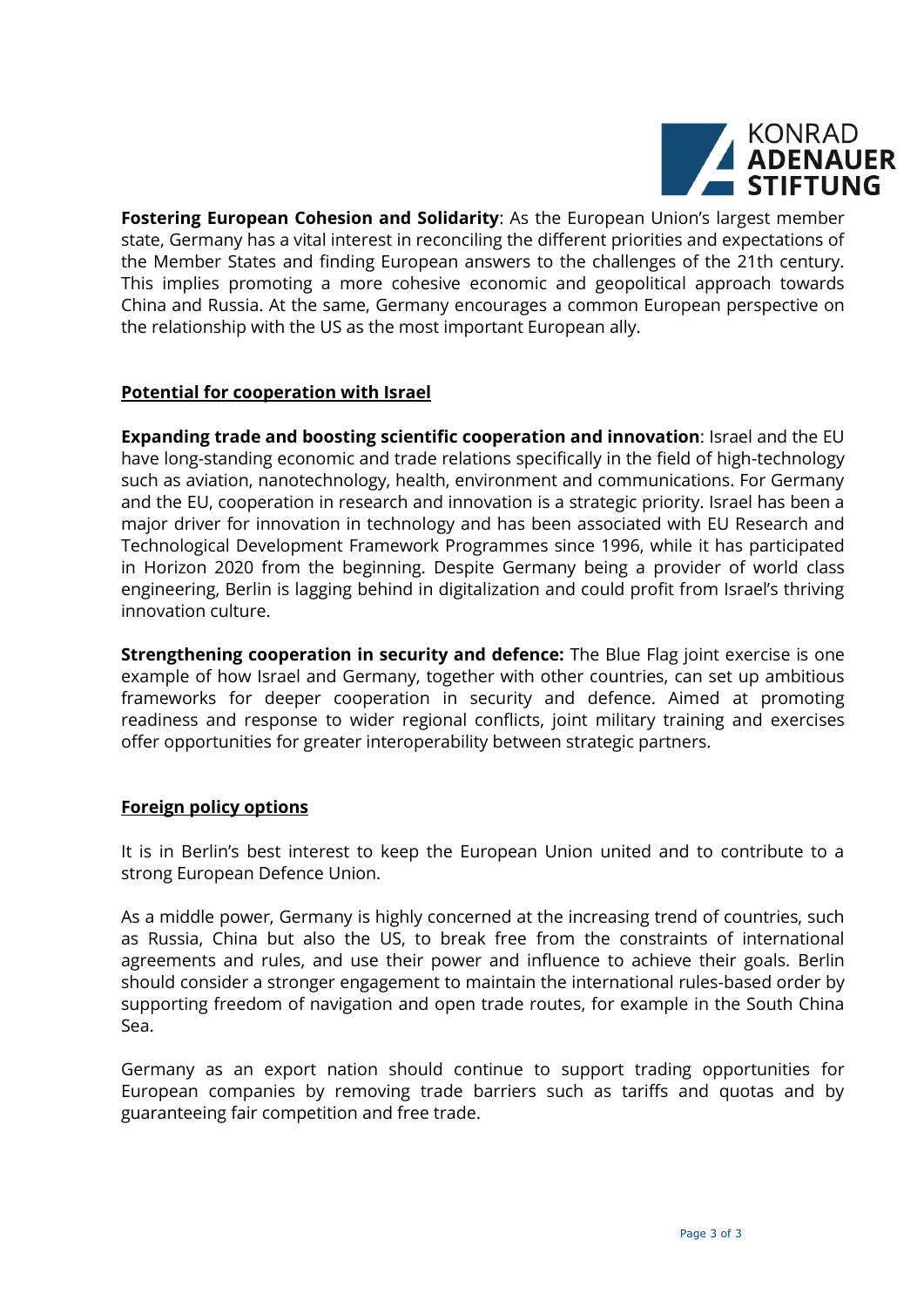**Fostering European Cohesion and Solidarity**: As the European Union's largest member state, Germany has a vital interest in reconciling the different priorities and expectations of the Member States and finding European answers to the challenges of the 21th century. This implies promoting a more cohesive economic and geopolitical approach towards China and Russia. At the same, Germany encourages a common European perspective on the relationship with the US as the most important European ally.

## Potential for cooperation with Israel

**Expanding trade and boosting scientific cooperation and innovation**: Israel and the EU have long-standing economic and trade relations specifically in the field of high-technology such as aviation, nanotechnology, health, environment and communications. For Germany and the EU, cooperation in research and innovation is a strategic priority. Israel has been a major driver for innovation in technology and has been associated with EU Research and Technological Development Framework Programmes since 1996, while it has participated in Horizon 2020 from the beginning. Despite Germany being a provider of world class engineering, Berlin is lagging behind in digitalization and could profit from Israel's thriving innovation culture.

**Strengthening cooperation in security and defence:** The Blue Flag joint exercise is one example of how Israel and Germany, together with other countries, can set up ambitious frameworks for deeper cooperation in security and defence. Aimed at promoting readiness and response to wider regional conflicts, joint military training and exercises offer opportunities for greater interoperability between strategic partners.

## Foreign policy options

It is in Berlin's best interest to keep the European Union united and to contribute to a strong European Defence Union.

As a middle power, Germany is highly concerned at the increasing trend of countries, such as Russia, China but also the US, to break free from the constraints of international agreements and rules, and use their power and influence to achieve their goals. Berlin should consider a stronger engagement to maintain the international rules-based order by supporting freedom of navigation and open trade routes, for example in the South China Sea.

Germany as an export nation should continue to support trading opportunities for European companies by removing trade barriers such as tariffs and quotas and by guaranteeing fair competition and free trade.